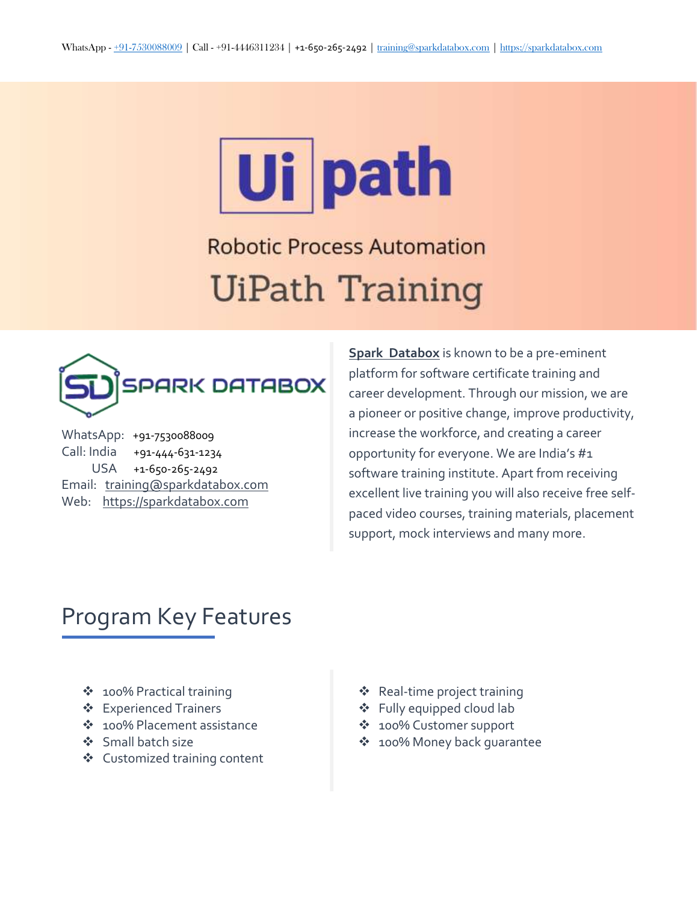WhatsApp - +91-7530088009 | Call - +91-4446311234 | +1-650-265-2492 | training@sparkdatabox.com | https://sparkdatabox.com

# Ui path

## Robotic Process Automation

# UiPath Training

SPARK DATABOX

WhatsApp: +91-7530088009
Call: India +91-444-631-1234
USA +1-650-265-2492
Email: training@sparkdatabox.com
Web: https://sparkdatabox.com

**Spark Databox** is known to be a pre-eminent platform for software certificate training and career development. Through our mission, we are a pioneer or positive change, improve productivity, increase the workforce, and creating a career opportunity for everyone. We are India's #1 software training institute. Apart from receiving excellent live training you will also receive free self-paced video courses, training materials, placement support, mock interviews and many more.

## Program Key Features

- 100% Practical training
- Experienced Trainers
- 100% Placement assistance
- Small batch size
- Customized training content
- Real-time project training
- Fully equipped cloud lab
- 100% Customer support
- 100% Money back guarantee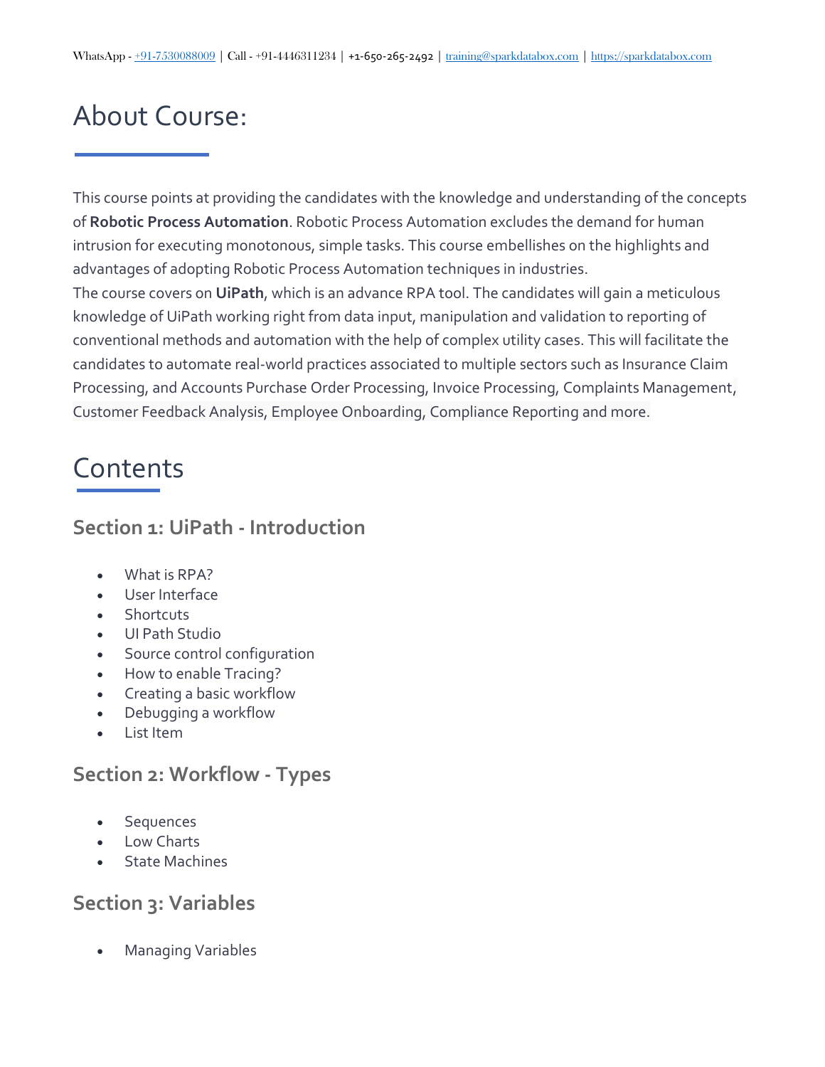# About Course:

This course points at providing the candidates with the knowledge and understanding of the concepts of **Robotic Process Automation**. Robotic Process Automation excludes the demand for human intrusion for executing monotonous, simple tasks. This course embellishes on the highlights and advantages of adopting Robotic Process Automation techniques in industries.
The course covers on **UiPath**, which is an advance RPA tool. The candidates will gain a meticulous knowledge of UiPath working right from data input, manipulation and validation to reporting of conventional methods and automation with the help of complex utility cases. This will facilitate the candidates to automate real-world practices associated to multiple sectors such as Insurance Claim Processing, and Accounts Purchase Order Processing, Invoice Processing, Complaints Management, Customer Feedback Analysis, Employee Onboarding, Compliance Reporting and more.

# Contents

## Section 1: UiPath - Introduction

- What is RPA?
- User Interface
- Shortcuts
- UI Path Studio
- Source control configuration
- How to enable Tracing?
- Creating a basic workflow
- Debugging a workflow
- List Item

## Section 2: Workflow - Types

- Sequences
- Low Charts
- State Machines

## Section 3: Variables

- Managing Variables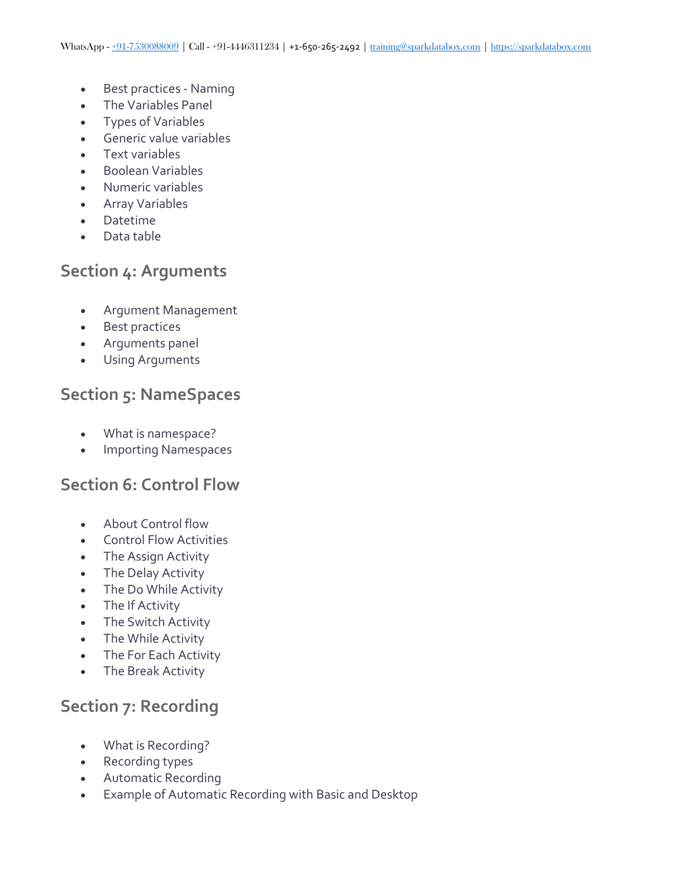- Best practices - Naming
- The Variables Panel
- Types of Variables
- Generic value variables
- Text variables
- Boolean Variables
- Numeric variables
- Array Variables
- Datetime
- Data table

## Section 4: Arguments

- Argument Management
- Best practices
- Arguments panel
- Using Arguments

## Section 5: NameSpaces

- What is namespace?
- Importing Namespaces

## Section 6: Control Flow

- About Control flow
- Control Flow Activities
- The Assign Activity
- The Delay Activity
- The Do While Activity
- The If Activity
- The Switch Activity
- The While Activity
- The For Each Activity
- The Break Activity

## Section 7: Recording

- What is Recording?
- Recording types
- Automatic Recording
- Example of Automatic Recording with Basic and Desktop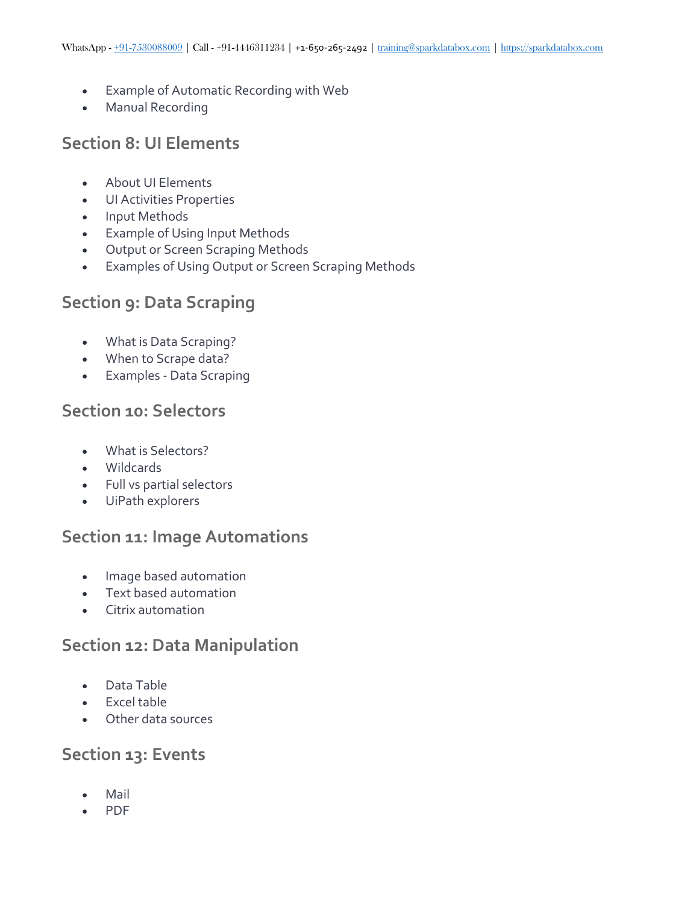- Example of Automatic Recording with Web
- Manual Recording

## Section 8: UI Elements

- About UI Elements
- UI Activities Properties
- Input Methods
- Example of Using Input Methods
- Output or Screen Scraping Methods
- Examples of Using Output or Screen Scraping Methods

## Section 9: Data Scraping

- What is Data Scraping?
- When to Scrape data?
- Examples - Data Scraping

## Section 10: Selectors

- What is Selectors?
- Wildcards
- Full vs partial selectors
- UiPath explorers

## Section 11: Image Automations

- Image based automation
- Text based automation
- Citrix automation

## Section 12: Data Manipulation

- Data Table
- Excel table
- Other data sources

## Section 13: Events

- Mail
- PDF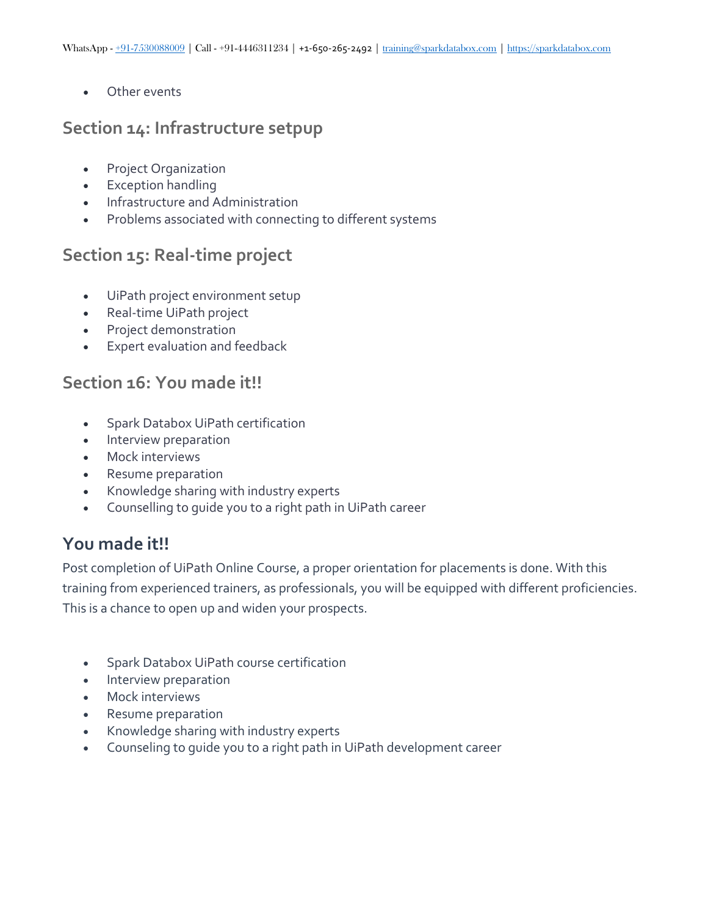- Other events

## Section 14: Infrastructure setpup

- Project Organization
- Exception handling
- Infrastructure and Administration
- Problems associated with connecting to different systems

## Section 15: Real-time project

- UiPath project environment setup
- Real-time UiPath project
- Project demonstration
- Expert evaluation and feedback

## Section 16: You made it!!

- Spark Databox UiPath certification
- Interview preparation
- Mock interviews
- Resume preparation
- Knowledge sharing with industry experts
- Counselling to guide you to a right path in UiPath career

## You made it!!

Post completion of UiPath Online Course, a proper orientation for placements is done. With this training from experienced trainers, as professionals, you will be equipped with different proficiencies. This is a chance to open up and widen your prospects.

- Spark Databox UiPath course certification
- Interview preparation
- Mock interviews
- Resume preparation
- Knowledge sharing with industry experts
- Counseling to guide you to a right path in UiPath development career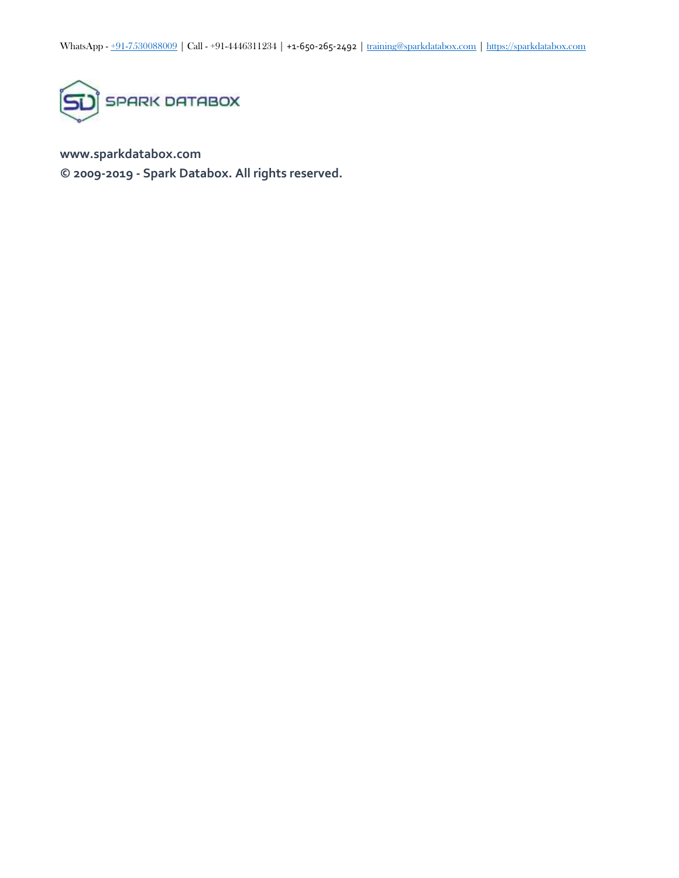SPARK DATABOX

**www.sparkdatabox.com**

**© 2009-2019 - Spark Databox. All rights reserved.**